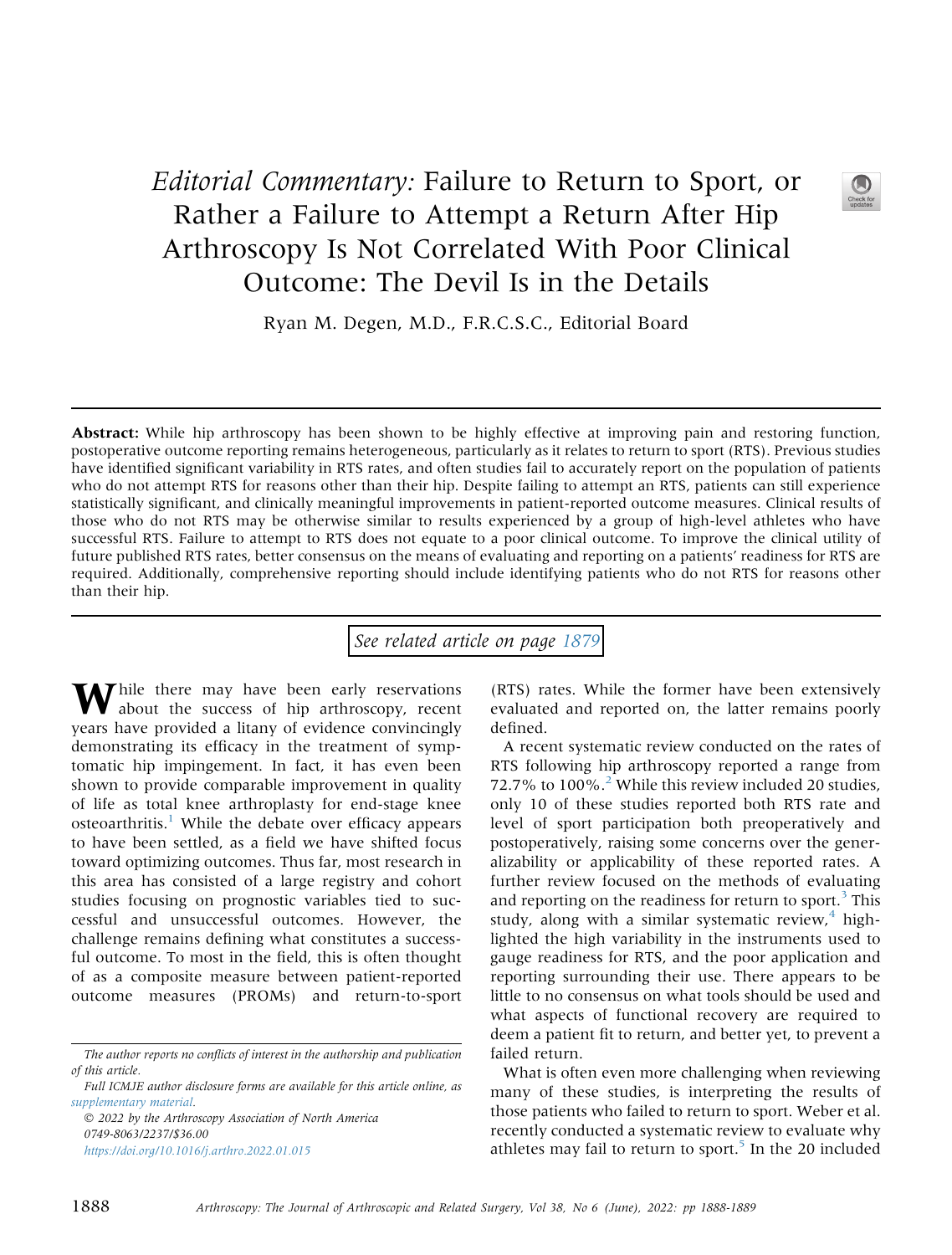# *Editorial Commentary:* Failure to Return to Sport, or Rather a Failure to Attempt a Return After Hip Arthroscopy Is Not Correlated With Poor Clinical Outcome: The Devil Is in the Details

Ryan M. Degen, M.D., F.R.C.S.C., Editorial Board

**Abstract:** While hip arthroscopy has been shown to be highly effective at improving pain and restoring function, postoperative outcome reporting remains heterogeneous, particularly as it relates to return to sport (RTS). Previous studies have identified significant variability in RTS rates, and often studies fail to accurately report on the population of patients who do not attempt RTS for reasons other than their hip. Despite failing to attempt an RTS, patients can still experience statistically significant, and clinically meaningful improvements in patient-reported outcome measures. Clinical results of those who do not RTS may be otherwise similar to results experienced by a group of high-level athletes who have successful RTS. Failure to attempt to RTS does not equate to a poor clinical outcome. To improve the clinical utility of future published RTS rates, better consensus on the means of evaluating and reporting on a patients' readiness for RTS are required. Additionally, comprehensive reporting should include identifying patients who do not RTS for reasons other than their hip.

*See related article on page 1879*

While there may have been early reservations about the success of hip arthroscopy, recent years have provided a litany of evidence convincingly demonstrating its efficacy in the treatment of symptomatic hip impingement. In fact, it has even been shown to provide comparable improvement in quality of life as total knee arthroplasty for end-stage knee osteoarthritis.[1] While the debate over efficacy appears to have been settled, as a field we have shifted focus toward optimizing outcomes. Thus far, most research in this area has consisted of a large registry and cohort studies focusing on prognostic variables tied to successful and unsuccessful outcomes. However, the challenge remains defining what constitutes a successful outcome. To most in the field, this is often thought of as a composite measure between patient-reported outcome measures (PROMs) and return-to-sport (RTS) rates. While the former have been extensively evaluated and reported on, the latter remains poorly defined.

A recent systematic review conducted on the rates of RTS following hip arthroscopy reported a range from 72.7% to 100%.[2] While this review included 20 studies, only 10 of these studies reported both RTS rate and level of sport participation both preoperatively and postoperatively, raising some concerns over the generalizability or applicability of these reported rates. A further review focused on the methods of evaluating and reporting on the readiness for return to sport.[3] This study, along with a similar systematic review,[4] highlighted the high variability in the instruments used to gauge readiness for RTS, and the poor application and reporting surrounding their use. There appears to be little to no consensus on what tools should be used and what aspects of functional recovery are required to deem a patient fit to return, and better yet, to prevent a failed return.

What is often even more challenging when reviewing many of these studies, is interpreting the results of those patients who failed to return to sport. Weber et al. recently conducted a systematic review to evaluate why athletes may fail to return to sport.[5] In the 20 included

*The author reports no conflicts of interest in the authorship and publication of this article.*

*Full ICMJE author disclosure forms are available for this article online, as supplementary material.*

© 2022 by the Arthroscopy Association of North America
0749-8063/2237/$36.00
https://doi.org/10.1016/j.arthro.2022.01.015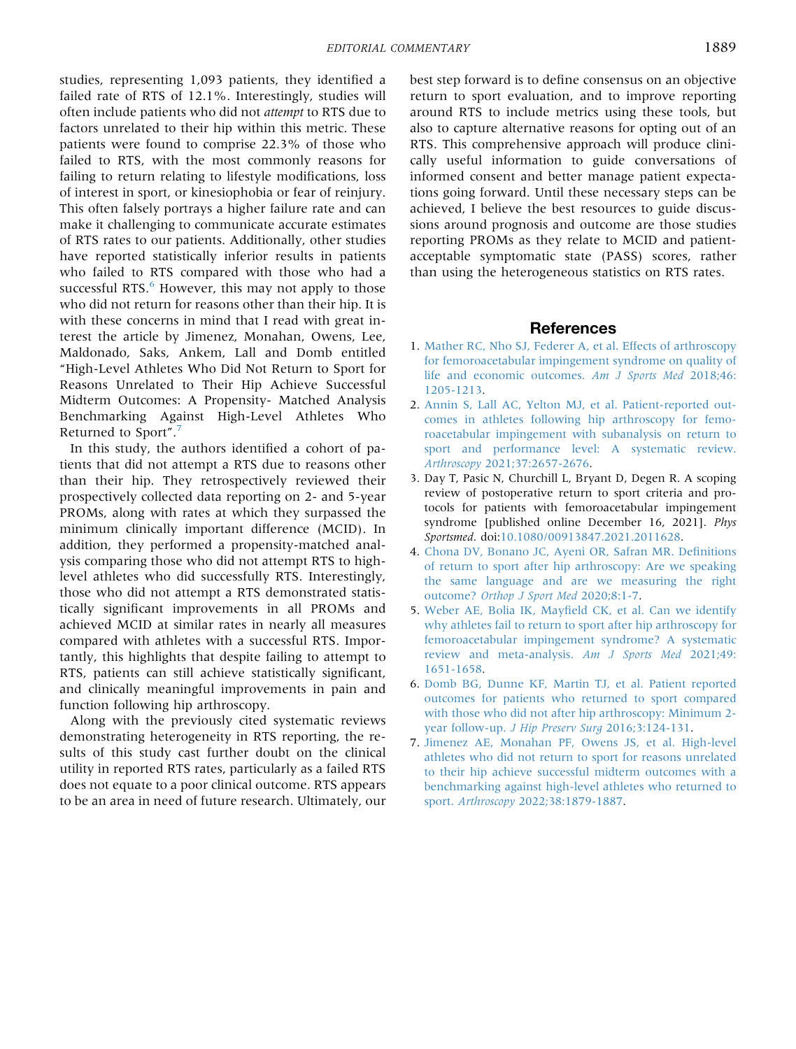studies, representing 1,093 patients, they identified a failed rate of RTS of 12.1%. Interestingly, studies will often include patients who did not *attempt* to RTS due to factors unrelated to their hip within this metric. These patients were found to comprise 22.3% of those who failed to RTS, with the most commonly reasons for failing to return relating to lifestyle modifications, loss of interest in sport, or kinesiophobia or fear of reinjury. This often falsely portrays a higher failure rate and can make it challenging to communicate accurate estimates of RTS rates to our patients. Additionally, other studies have reported statistically inferior results in patients who failed to RTS compared with those who had a successful RTS.[6] However, this may not apply to those who did not return for reasons other than their hip. It is with these concerns in mind that I read with great interest the article by Jimenez, Monahan, Owens, Lee, Maldonado, Saks, Ankem, Lall and Domb entitled "High-Level Athletes Who Did Not Return to Sport for Reasons Unrelated to Their Hip Achieve Successful Midterm Outcomes: A Propensity- Matched Analysis Benchmarking Against High-Level Athletes Who Returned to Sport".[7]

In this study, the authors identified a cohort of patients that did not attempt a RTS due to reasons other than their hip. They retrospectively reviewed their prospectively collected data reporting on 2- and 5-year PROMs, along with rates at which they surpassed the minimum clinically important difference (MCID). In addition, they performed a propensity-matched analysis comparing those who did not attempt RTS to high-level athletes who did successfully RTS. Interestingly, those who did not attempt a RTS demonstrated statistically significant improvements in all PROMs and achieved MCID at similar rates in nearly all measures compared with athletes with a successful RTS. Importantly, this highlights that despite failing to attempt to RTS, patients can still achieve statistically significant, and clinically meaningful improvements in pain and function following hip arthroscopy.

Along with the previously cited systematic reviews demonstrating heterogeneity in RTS reporting, the results of this study cast further doubt on the clinical utility in reported RTS rates, particularly as a failed RTS does not equate to a poor clinical outcome. RTS appears to be an area in need of future research. Ultimately, our best step forward is to define consensus on an objective return to sport evaluation, and to improve reporting around RTS to include metrics using these tools, but also to capture alternative reasons for opting out of an RTS. This comprehensive approach will produce clinically useful information to guide conversations of informed consent and better manage patient expectations going forward. Until these necessary steps can be achieved, I believe the best resources to guide discussions around prognosis and outcome are those studies reporting PROMs as they relate to MCID and patient-acceptable symptomatic state (PASS) scores, rather than using the heterogeneous statistics on RTS rates.

## References

1. Mather RC, Nho SJ, Federer A, et al. Effects of arthroscopy for femoroacetabular impingement syndrome on quality of life and economic outcomes. *Am J Sports Med* 2018;46: 1205-1213.
2. Annin S, Lall AC, Yelton MJ, et al. Patient-reported outcomes in athletes following hip arthroscopy for femoroacetabular impingement with subanalysis on return to sport and performance level: A systematic review. *Arthroscopy* 2021;37:2657-2676.
3. Day T, Pasic N, Churchill L, Bryant D, Degen R. A scoping review of postoperative return to sport criteria and protocols for patients with femoroacetabular impingement syndrome [published online December 16, 2021]. *Phys Sportsmed*. doi:10.1080/00913847.2021.2011628.
4. Chona DV, Bonano JC, Ayeni OR, Safran MR. Definitions of return to sport after hip arthroscopy: Are we speaking the same language and are we measuring the right outcome? *Orthop J Sport Med* 2020;8:1-7.
5. Weber AE, Bolia IK, Mayfield CK, et al. Can we identify why athletes fail to return to sport after hip arthroscopy for femoroacetabular impingement syndrome? A systematic review and meta-analysis. *Am J Sports Med* 2021;49: 1651-1658.
6. Domb BG, Dunne KF, Martin TJ, et al. Patient reported outcomes for patients who returned to sport compared with those who did not after hip arthroscopy: Minimum 2-year follow-up. *J Hip Preserv Surg* 2016;3:124-131.
7. Jimenez AE, Monahan PF, Owens JS, et al. High-level athletes who did not return to sport for reasons unrelated to their hip achieve successful midterm outcomes with a benchmarking against high-level athletes who returned to sport. *Arthroscopy* 2022;38:1879-1887.